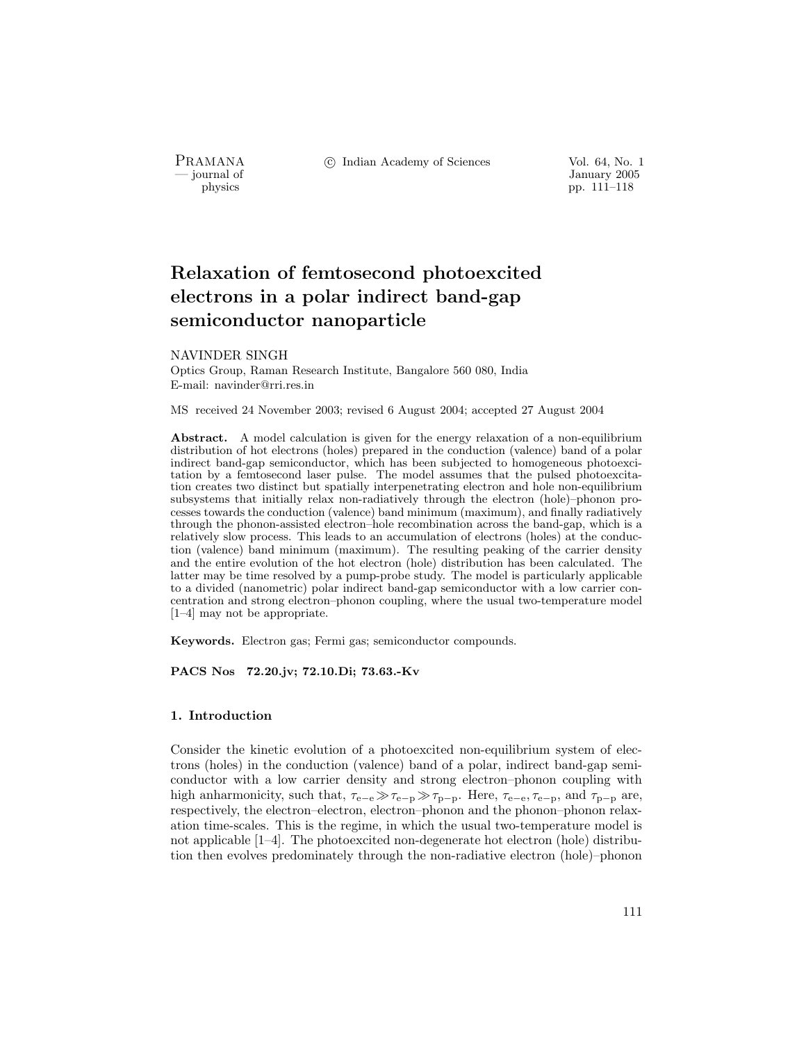# Relaxation of femtosecond photoexcited electrons in a polar indirect band-gap semiconductor nanoparticle

NAVINDER SINGH

Optics Group, Raman Research Institute, Bangalore 560 080, India

E-mail: navinder@rri.res.in

MS received 24 November 2003; revised 6 August 2004; accepted 27 August 2004

**Abstract.** A model calculation is given for the energy relaxation of a non-equilibrium distribution of hot electrons (holes) prepared in the conduction (valence) band of a polar indirect band-gap semiconductor, which has been subjected to homogeneous photoexcitation by a femtosecond laser pulse. The model assumes that the pulsed photoexcitation creates two distinct but spatially interpenetrating electron and hole non-equilibrium subsystems that initially relax non-radiatively through the electron (hole)–phonon processes towards the conduction (valence) band minimum (maximum), and finally radiatively through the phonon-assisted electron–hole recombination across the band-gap, which is a relatively slow process. This leads to an accumulation of electrons (holes) at the conduction (valence) band minimum (maximum). The resulting peaking of the carrier density and the entire evolution of the hot electron (hole) distribution has been calculated. The latter may be time resolved by a pump-probe study. The model is particularly applicable to a divided (nanometric) polar indirect band-gap semiconductor with a low carrier concentration and strong electron–phonon coupling, where the usual two-temperature model [1–4] may not be appropriate.

**Keywords.** Electron gas; Fermi gas; semiconductor compounds.

**PACS Nos** 72.20.jv; 72.10.Di; 73.63.-Kv

## 1. Introduction

Consider the kinetic evolution of a photoexcited non-equilibrium system of electrons (holes) in the conduction (valence) band of a polar, indirect band-gap semiconductor with a low carrier density and strong electron–phonon coupling with high anharmonicity, such that, $\tau_{\mathrm{e-e}} \gg \tau_{\mathrm{e-p}} \gg \tau_{\mathrm{p-p}}$. Here, $\tau_{\mathrm{e-e}}, \tau_{\mathrm{e-p}}$, and $\tau_{\mathrm{p-p}}$ are, respectively, the electron–electron, electron–phonon and the phonon–phonon relaxation time-scales. This is the regime, in which the usual two-temperature model is not applicable [1–4]. The photoexcited non-degenerate hot electron (hole) distribution then evolves predominately through the non-radiative electron (hole)–phonon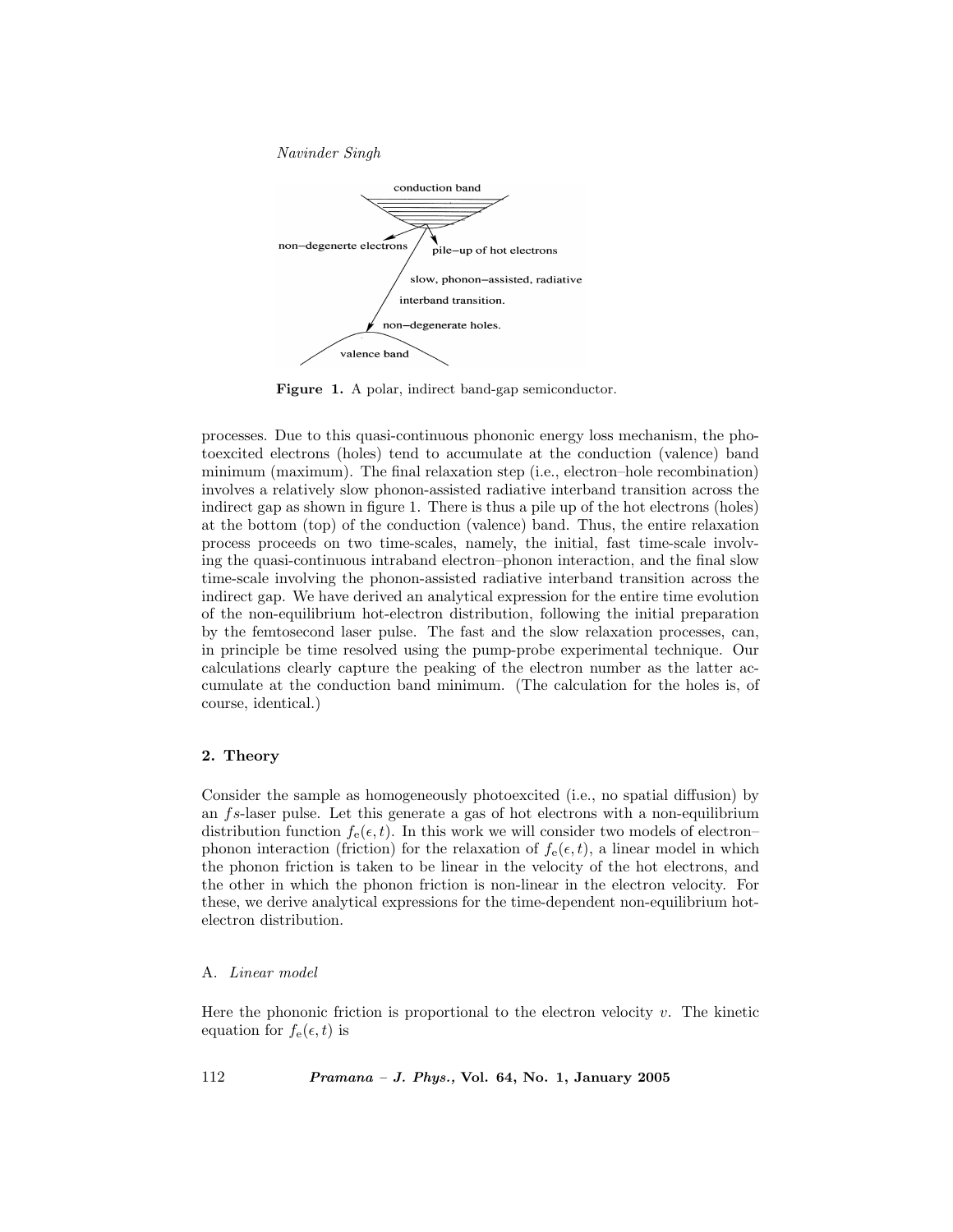**Figure 1.** A polar, indirect band-gap semiconductor.

processes. Due to this quasi-continuous phononic energy loss mechanism, the photoexcited electrons (holes) tend to accumulate at the conduction (valence) band minimum (maximum). The final relaxation step (i.e., electron–hole recombination) involves a relatively slow phonon-assisted radiative interband transition across the indirect gap as shown in figure 1. There is thus a pile up of the hot electrons (holes) at the bottom (top) of the conduction (valence) band. Thus, the entire relaxation process proceeds on two time-scales, namely, the initial, fast time-scale involving the quasi-continuous intraband electron–phonon interaction, and the final slow time-scale involving the phonon-assisted radiative interband transition across the indirect gap. We have derived an analytical expression for the entire time evolution of the non-equilibrium hot-electron distribution, following the initial preparation by the femtosecond laser pulse. The fast and the slow relaxation processes, can, in principle be time resolved using the pump-probe experimental technique. Our calculations clearly capture the peaking of the electron number as the latter accumulate at the conduction band minimum. (The calculation for the holes is, of course, identical.)

## 2. Theory

Consider the sample as homogeneously photoexcited (i.e., no spatial diffusion) by an $fs$-laser pulse. Let this generate a gas of hot electrons with a non-equilibrium distribution function $f_{\mathrm{e}}(\epsilon, t)$. In this work we will consider two models of electron–phonon interaction (friction) for the relaxation of $f_{\mathrm{e}}(\epsilon, t)$, a linear model in which the phonon friction is taken to be linear in the velocity of the hot electrons, and the other in which the phonon friction is non-linear in the electron velocity. For these, we derive analytical expressions for the time-dependent non-equilibrium hot-electron distribution.

### A. *Linear model*

Here the phononic friction is proportional to the electron velocity $v$. The kinetic equation for $f_{\mathrm{e}}(\epsilon, t)$ is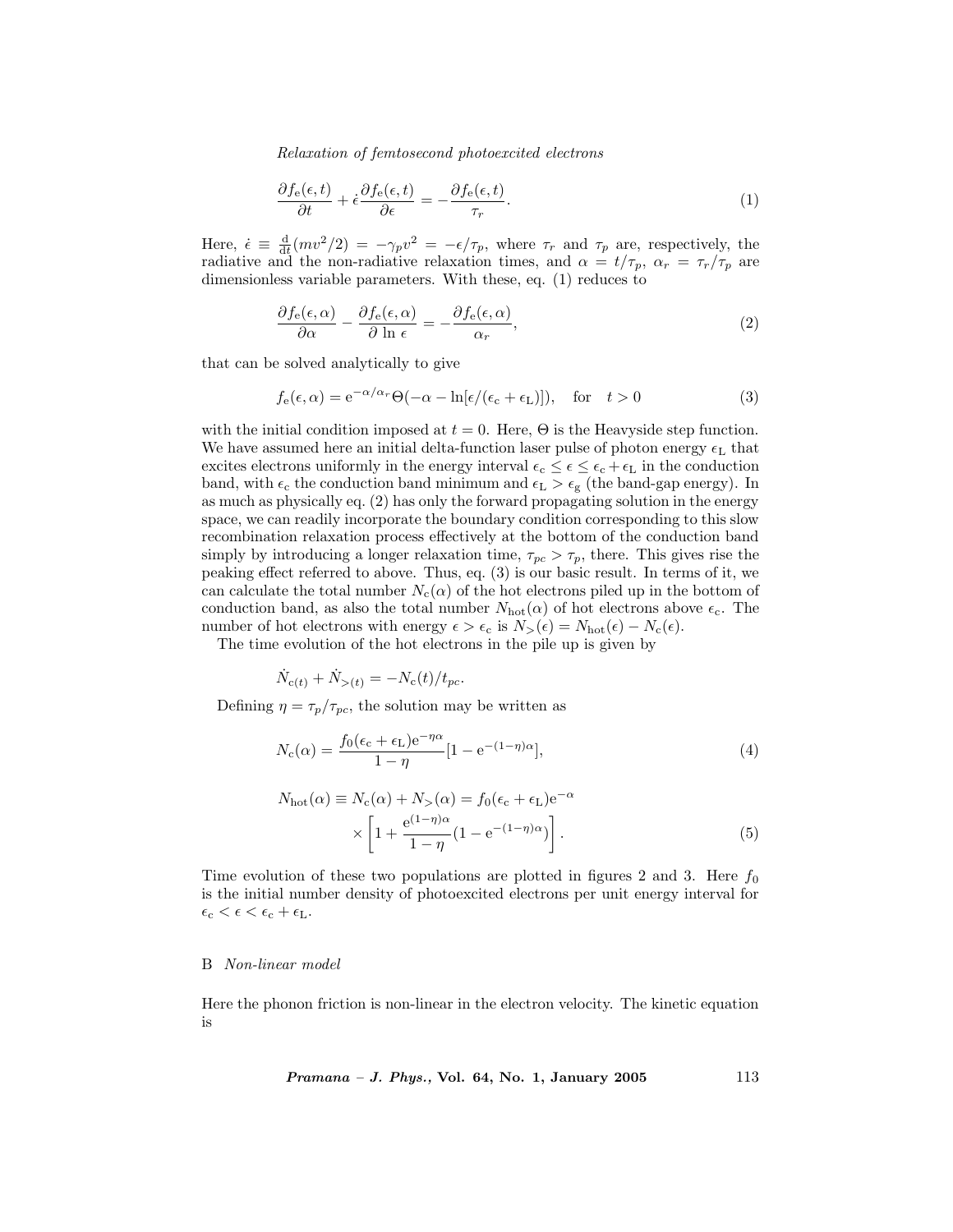$$\frac{\partial f_{\mathrm{e}}(\epsilon,t)}{\partial t}+\dot{\epsilon}\frac{\partial f_{\mathrm{e}}(\epsilon,t)}{\partial \epsilon}=-\frac{\partial f_{\mathrm{e}}(\epsilon,t)}{\tau_r}. \tag{1}$$

Here, $\dot{\epsilon} \equiv \frac{\mathrm{d}}{\mathrm{d}t}(mv^2/2) = -\gamma_p v^2 = -\epsilon/\tau_p$, where $\tau_r$ and $\tau_p$ are, respectively, the radiative and the non-radiative relaxation times, and $\alpha = t/\tau_p$, $\alpha_r = \tau_r/\tau_p$ are dimensionless variable parameters. With these, eq. (1) reduces to

$$\frac{\partial f_{\mathrm{e}}(\epsilon,\alpha)}{\partial \alpha}-\frac{\partial f_{\mathrm{e}}(\epsilon,\alpha)}{\partial \ln \epsilon}=-\frac{\partial f_{\mathrm{e}}(\epsilon,\alpha)}{\alpha_r}, \tag{2}$$

that can be solved analytically to give

$$f_{\mathrm{e}}(\epsilon,\alpha)=\mathrm{e}^{-\alpha/\alpha_r}\Theta(-\alpha-\ln[\epsilon/(\epsilon_{\mathrm{c}}+\epsilon_{\mathrm{L}})]), \quad \text{for} \quad t>0 \tag{3}$$

with the initial condition imposed at $t=0$. Here, $\Theta$ is the Heavyside step function. We have assumed here an initial delta-function laser pulse of photon energy $\epsilon_{\mathrm{L}}$ that excites electrons uniformly in the energy interval $\epsilon_{\mathrm{c}} \leq \epsilon \leq \epsilon_{\mathrm{c}}+\epsilon_{\mathrm{L}}$ in the conduction band, with $\epsilon_{\mathrm{c}}$ the conduction band minimum and $\epsilon_{\mathrm{L}} > \epsilon_{\mathrm{g}}$ (the band-gap energy). In as much as physically eq. (2) has only the forward propagating solution in the energy space, we can readily incorporate the boundary condition corresponding to this slow recombination relaxation process effectively at the bottom of the conduction band simply by introducing a longer relaxation time, $\tau_{pc} > \tau_p$, there. This gives rise the peaking effect referred to above. Thus, eq. (3) is our basic result. In terms of it, we can calculate the total number $N_{\mathrm{c}}(\alpha)$ of the hot electrons piled up in the bottom of conduction band, as also the total number $N_{\mathrm{hot}}(\alpha)$ of hot electrons above $\epsilon_{\mathrm{c}}$. The number of hot electrons with energy $\epsilon > \epsilon_{\mathrm{c}}$ is $N_{>}(\epsilon) = N_{\mathrm{hot}}(\epsilon) - N_{\mathrm{c}}(\epsilon)$.

The time evolution of the hot electrons in the pile up is given by

$$\dot{N}_{\mathrm{c}(t)}+\dot{N}_{>(t)}=-N_{\mathrm{c}}(t)/t_{pc}.$$

Defining $\eta = \tau_p/\tau_{pc}$, the solution may be written as

$$N_{\mathrm{c}}(\alpha)=\frac{f_0(\epsilon_{\mathrm{c}}+\epsilon_{\mathrm{L}})\mathrm{e}^{-\eta\alpha}}{1-\eta}[1-\mathrm{e}^{-(1-\eta)\alpha}], \tag{4}$$

$$N_{\mathrm{hot}}(\alpha)\equiv N_{\mathrm{c}}(\alpha)+N_{>}(\alpha)=f_0(\epsilon_{\mathrm{c}}+\epsilon_{\mathrm{L}})\mathrm{e}^{-\alpha} \times\left[1+\frac{\mathrm{e}^{(1-\eta)\alpha}}{1-\eta}(1-\mathrm{e}^{-(1-\eta)\alpha})\right]. \tag{5}$$

Time evolution of these two populations are plotted in figures 2 and 3. Here $f_0$ is the initial number density of photoexcited electrons per unit energy interval for $\epsilon_{\mathrm{c}} < \epsilon < \epsilon_{\mathrm{c}} + \epsilon_{\mathrm{L}}$.

## B *Non-linear model*

Here the phonon friction is non-linear in the electron velocity. The kinetic equation is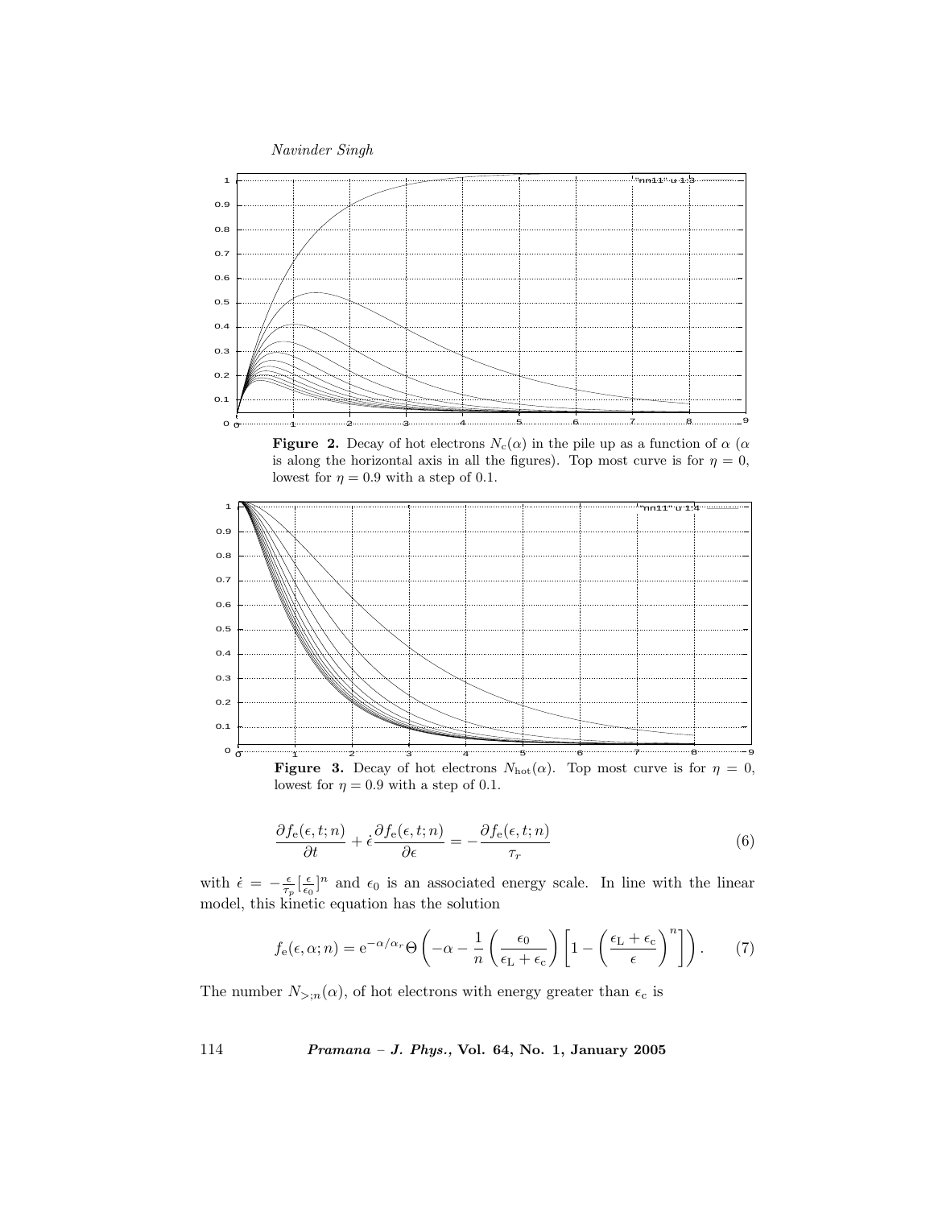**Figure 2.** Decay of hot electrons $N_c(\alpha)$ in the pile up as a function of $\alpha$ ($\alpha$ is along the horizontal axis in all the figures). Top most curve is for $\eta = 0$, lowest for $\eta = 0.9$ with a step of 0.1.

**Figure 3.** Decay of hot electrons $N_{\rm hot}(\alpha)$. Top most curve is for $\eta = 0$, lowest for $\eta = 0.9$ with a step of 0.1.

$$\frac{\partial f_{\rm e}(\epsilon,t;n)}{\partial t} + \dot{\epsilon}\frac{\partial f_{\rm e}(\epsilon,t;n)}{\partial \epsilon} = -\frac{\partial f_{\rm e}(\epsilon,t;n)}{\tau_r} \tag{6}$$

with $\dot{\epsilon} = -\frac{\epsilon}{\tau_p}[\frac{\epsilon}{\epsilon_0}]^n$ and $\epsilon_0$ is an associated energy scale. In line with the linear model, this kinetic equation has the solution

$$f_{\rm e}(\epsilon,\alpha;n) = {\rm e}^{-\alpha/\alpha_r}\Theta\left(-\alpha - \frac{1}{n}\left(\frac{\epsilon_0}{\epsilon_{\rm L}+\epsilon_{\rm c}}\right)\left[1 - \left(\frac{\epsilon_{\rm L}+\epsilon_{\rm c}}{\epsilon}\right)^n\right]\right). \tag{7}$$

The number $N_{>;n}(\alpha)$, of hot electrons with energy greater than $\epsilon_{\rm c}$ is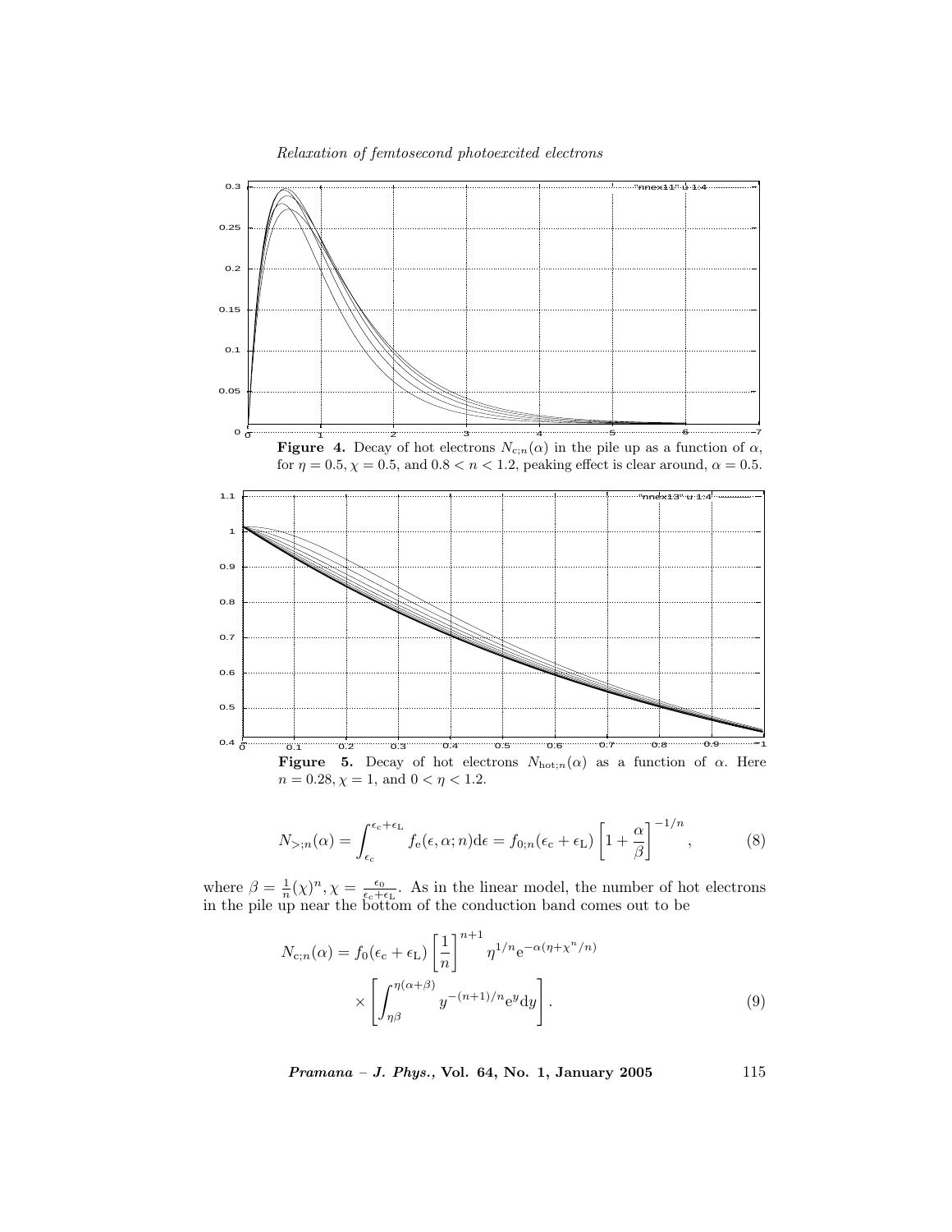**Figure 4.** Decay of hot electrons $N_{c;n}(\alpha)$ in the pile up as a function of $\alpha$, for $\eta = 0.5, \chi = 0.5$, and $0.8 < n < 1.2$, peaking effect is clear around, $\alpha = 0.5$.

**Figure 5.** Decay of hot electrons $N_{\text{hot};n}(\alpha)$ as a function of $\alpha$. Here $n = 0.28, \chi = 1$, and $0 < \eta < 1.2$.

$$N_{>;n}(\alpha) = \int_{\epsilon_c}^{\epsilon_c+\epsilon_L} f_e(\epsilon, \alpha; n)\mathrm{d}\epsilon = f_{0;n}(\epsilon_c + \epsilon_L)\left[1 + \frac{\alpha}{\beta}\right]^{-1/n}, \tag{8}$$

where $\beta = \frac{1}{n}(\chi)^n, \chi = \frac{\epsilon_0}{\epsilon_c+\epsilon_L}$. As in the linear model, the number of hot electrons in the pile up near the bottom of the conduction band comes out to be

$$N_{c;n}(\alpha) = f_0(\epsilon_c + \epsilon_L)\left[\frac{1}{n}\right]^{n+1} \eta^{1/n} \mathrm{e}^{-\alpha(\eta+\chi^n/n)} \times \left[\int_{\eta\beta}^{\eta(\alpha+\beta)} y^{-(n+1)/n}\mathrm{e}^{y}\mathrm{d}y\right]. \tag{9}$$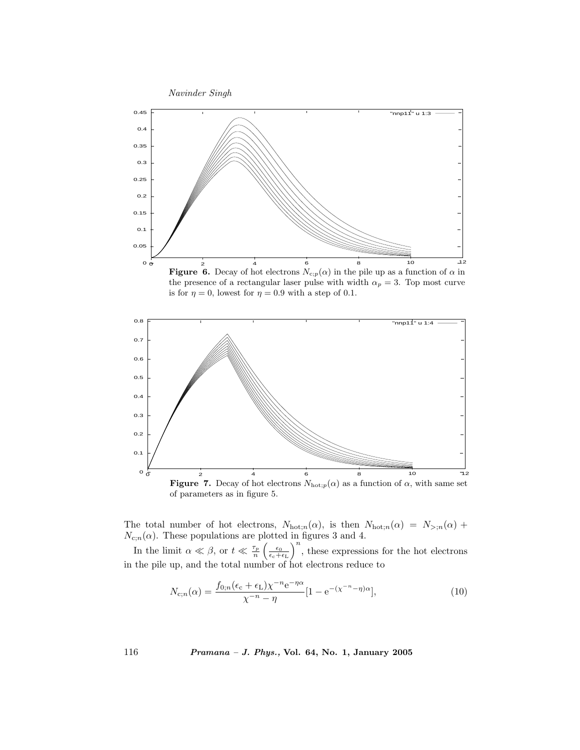**Figure 6.** Decay of hot electrons $N_{c;p}(\alpha)$ in the pile up as a function of $\alpha$ in the presence of a rectangular laser pulse with width $\alpha_p = 3$. Top most curve is for $\eta = 0$, lowest for $\eta = 0.9$ with a step of 0.1.

**Figure 7.** Decay of hot electrons $N_{\mathrm{hot};p}(\alpha)$ as a function of $\alpha$, with same set of parameters as in figure 5.

The total number of hot electrons, $N_{\mathrm{hot};n}(\alpha)$, is then $N_{\mathrm{hot};n}(\alpha) = N_{>;n}(\alpha) + N_{\mathrm{c};n}(\alpha)$. These populations are plotted in figures 3 and 4.

In the limit $\alpha \ll \beta$, or $t \ll \frac{\tau_p}{n}\left(\frac{\epsilon_0}{\epsilon_{\mathrm{c}}+\epsilon_{\mathrm{L}}}\right)^n$, these expressions for the hot electrons in the pile up, and the total number of hot electrons reduce to

$$N_{\mathrm{c};n}(\alpha) = \frac{f_{0;n}(\epsilon_{\mathrm{c}}+\epsilon_{\mathrm{L}})\chi^{-n}\mathrm{e}^{-\eta\alpha}}{\chi^{-n}-\eta}[1-\mathrm{e}^{-(\chi^{-n}-\eta)\alpha}], \tag{10}$$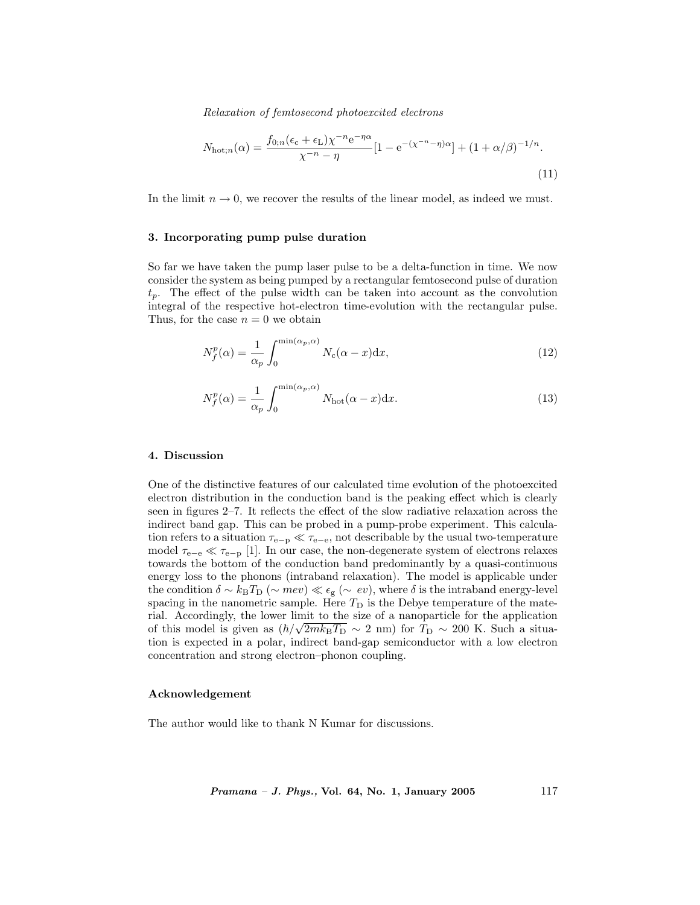$$N_{\text{hot};n}(\alpha) = \frac{f_{0;n}(\epsilon_{\text{c}} + \epsilon_{\text{L}})\chi^{-n}\text{e}^{-\eta\alpha}}{\chi^{-n} - \eta}[1 - \text{e}^{-(\chi^{-n}-\eta)\alpha}] + (1 + \alpha/\beta)^{-1/n}. \tag{11}$$

In the limit $n \to 0$, we recover the results of the linear model, as indeed we must.

## 3. Incorporating pump pulse duration

So far we have taken the pump laser pulse to be a delta-function in time. We now consider the system as being pumped by a rectangular femtosecond pulse of duration $t_p$. The effect of the pulse width can be taken into account as the convolution integral of the respective hot-electron time-evolution with the rectangular pulse. Thus, for the case $n = 0$ we obtain

$$N_f^p(\alpha) = \frac{1}{\alpha_p} \int_0^{\min(\alpha_p,\alpha)} N_{\text{c}}(\alpha - x)\text{d}x, \tag{12}$$

$$N_f^p(\alpha) = \frac{1}{\alpha_p} \int_0^{\min(\alpha_p,\alpha)} N_{\text{hot}}(\alpha - x)\text{d}x. \tag{13}$$

## 4. Discussion

One of the distinctive features of our calculated time evolution of the photoexcited electron distribution in the conduction band is the peaking effect which is clearly seen in figures 2–7. It reflects the effect of the slow radiative relaxation across the indirect band gap. This can be probed in a pump-probe experiment. This calculation refers to a situation $\tau_{\text{e-p}} \ll \tau_{\text{e-e}}$, not describable by the usual two-temperature model $\tau_{\text{e-e}} \ll \tau_{\text{e-p}}$ [1]. In our case, the non-degenerate system of electrons relaxes towards the bottom of the conduction band predominantly by a quasi-continuous energy loss to the phonons (intraband relaxation). The model is applicable under the condition $\delta \sim k_{\text{B}}T_{\text{D}}$ ($\sim mev$) $\ll \epsilon_{\text{g}}$ ($\sim ev$), where $\delta$ is the intraband energy-level spacing in the nanometric sample. Here $T_{\text{D}}$ is the Debye temperature of the material. Accordingly, the lower limit to the size of a nanoparticle for the application of this model is given as ($\hbar/\sqrt{2mk_{\text{B}}T_{\text{D}}} \sim 2$ nm) for $T_{\text{D}} \sim 200$ K. Such a situation is expected in a polar, indirect band-gap semiconductor with a low electron concentration and strong electron–phonon coupling.

## Acknowledgement

The author would like to thank N Kumar for discussions.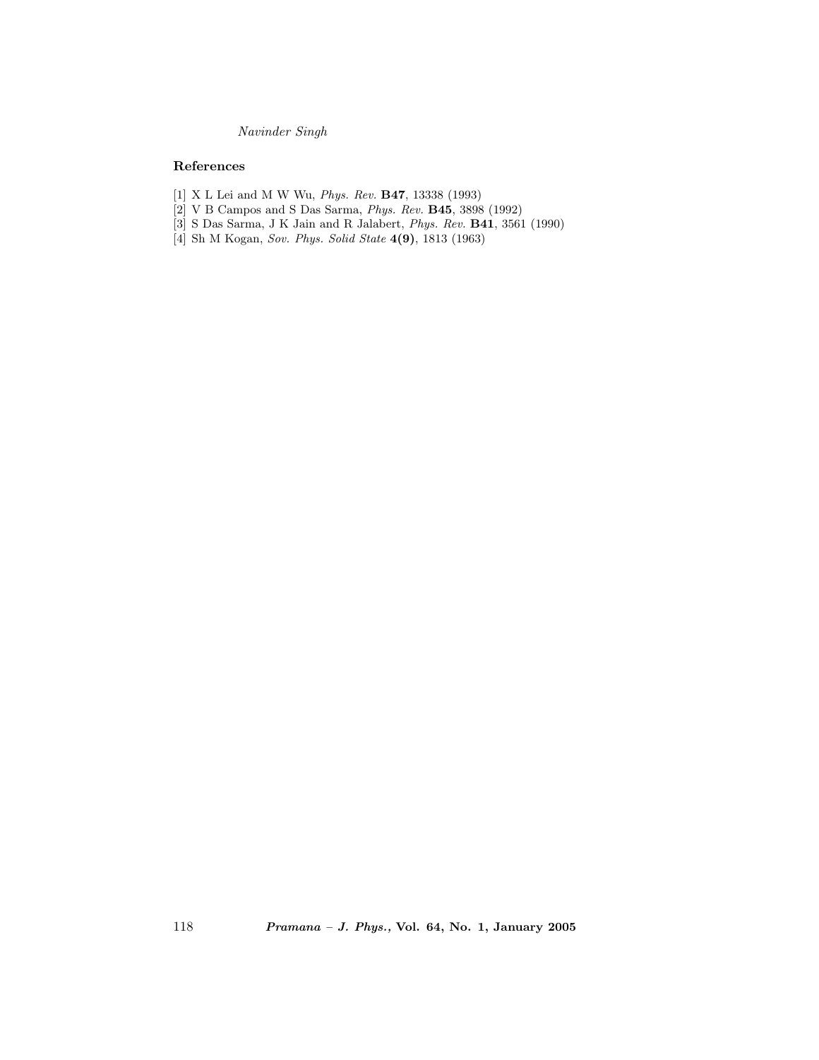## References

[1] X L Lei and M W Wu, *Phys. Rev.* **B47**, 13338 (1993)
[2] V B Campos and S Das Sarma, *Phys. Rev.* **B45**, 3898 (1992)
[3] S Das Sarma, J K Jain and R Jalabert, *Phys. Rev.* **B41**, 3561 (1990)
[4] Sh M Kogan, *Sov. Phys. Solid State* **4(9)**, 1813 (1963)